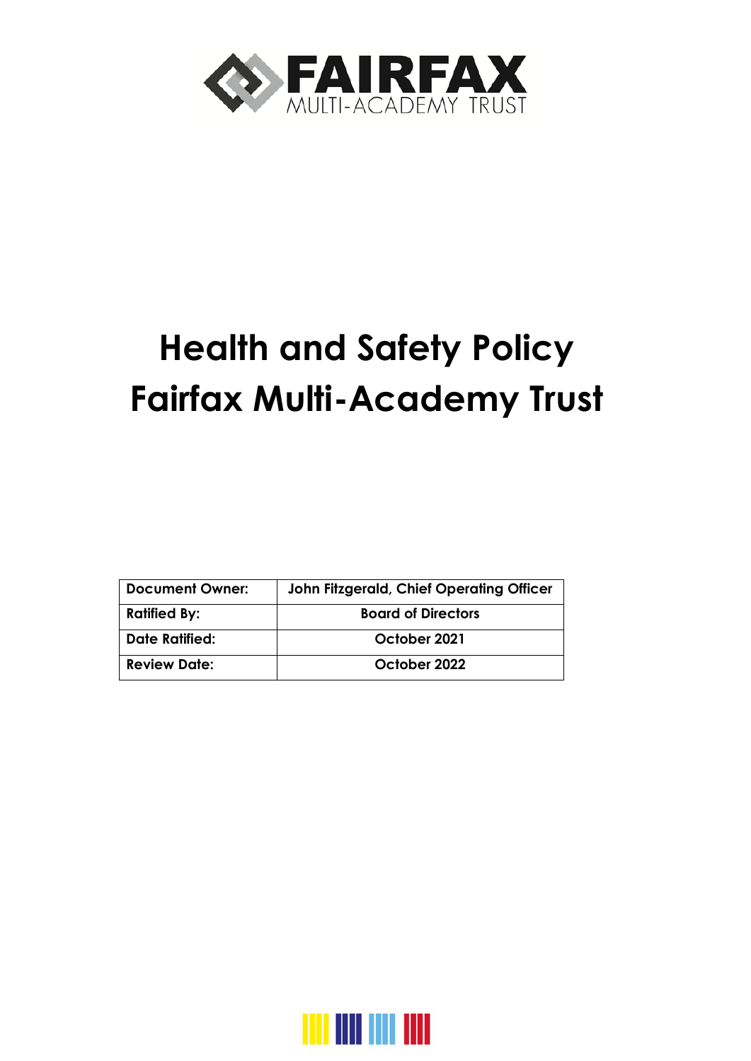FAIRFAX
MULTI-ACADEMY TRUST

# Health and Safety Policy
# Fairfax Multi-Academy Trust

| Document Owner: | John Fitzgerald, Chief Operating Officer |
|---|---|
| Ratified By: | Board of Directors |
| Date Ratified: | October 2021 |
| Review Date: | October 2022 |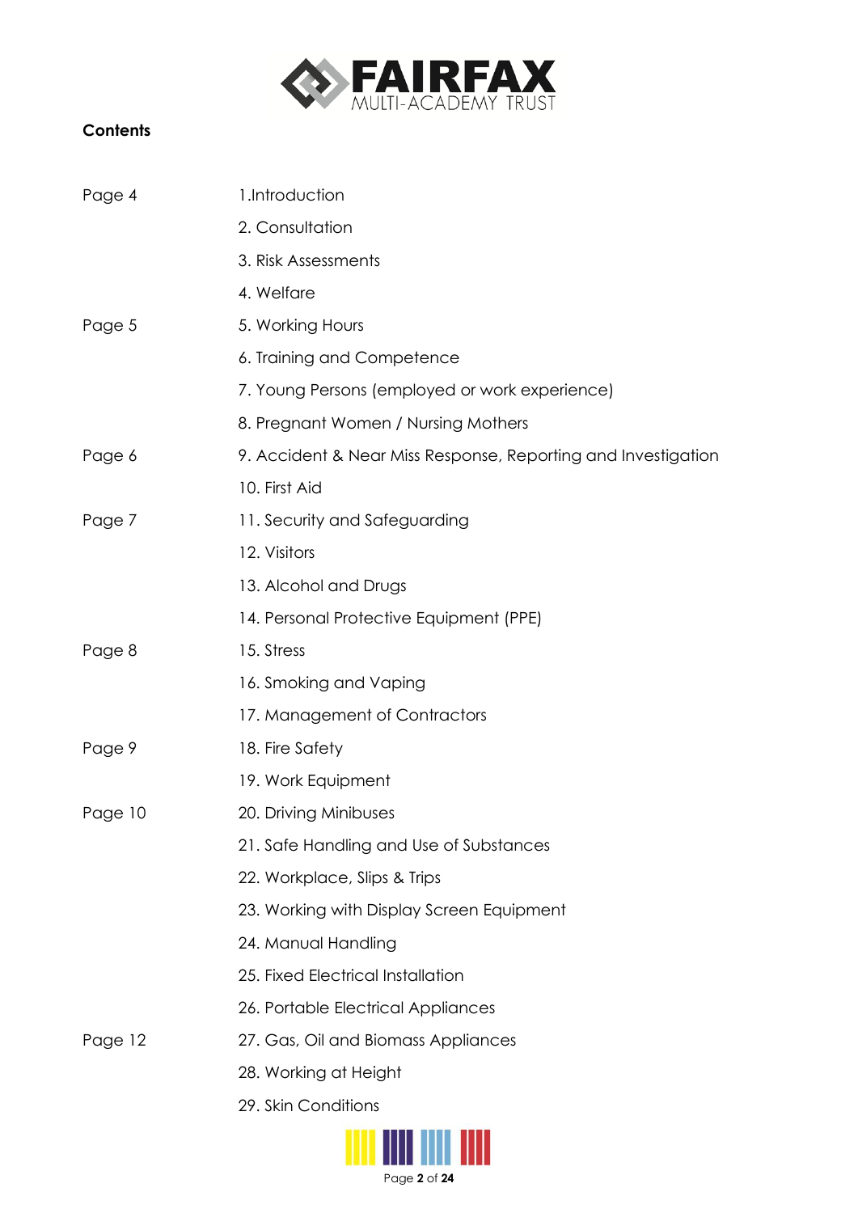**Contents**

| | |
|---|---|
| Page 4 | 1.Introduction |
| | 2. Consultation |
| | 3. Risk Assessments |
| | 4. Welfare |
| Page 5 | 5. Working Hours |
| | 6. Training and Competence |
| | 7. Young Persons (employed or work experience) |
| | 8. Pregnant Women / Nursing Mothers |
| Page 6 | 9. Accident & Near Miss Response, Reporting and Investigation |
| | 10. First Aid |
| Page 7 | 11. Security and Safeguarding |
| | 12. Visitors |
| | 13. Alcohol and Drugs |
| | 14. Personal Protective Equipment (PPE) |
| Page 8 | 15. Stress |
| | 16. Smoking and Vaping |
| | 17. Management of Contractors |
| Page 9 | 18. Fire Safety |
| | 19. Work Equipment |
| Page 10 | 20. Driving Minibuses |
| | 21. Safe Handling and Use of Substances |
| | 22. Workplace, Slips & Trips |
| | 23. Working with Display Screen Equipment |
| | 24. Manual Handling |
| | 25. Fixed Electrical Installation |
| | 26. Portable Electrical Appliances |
| Page 12 | 27. Gas, Oil and Biomass Appliances |
| | 28. Working at Height |
| | 29. Skin Conditions |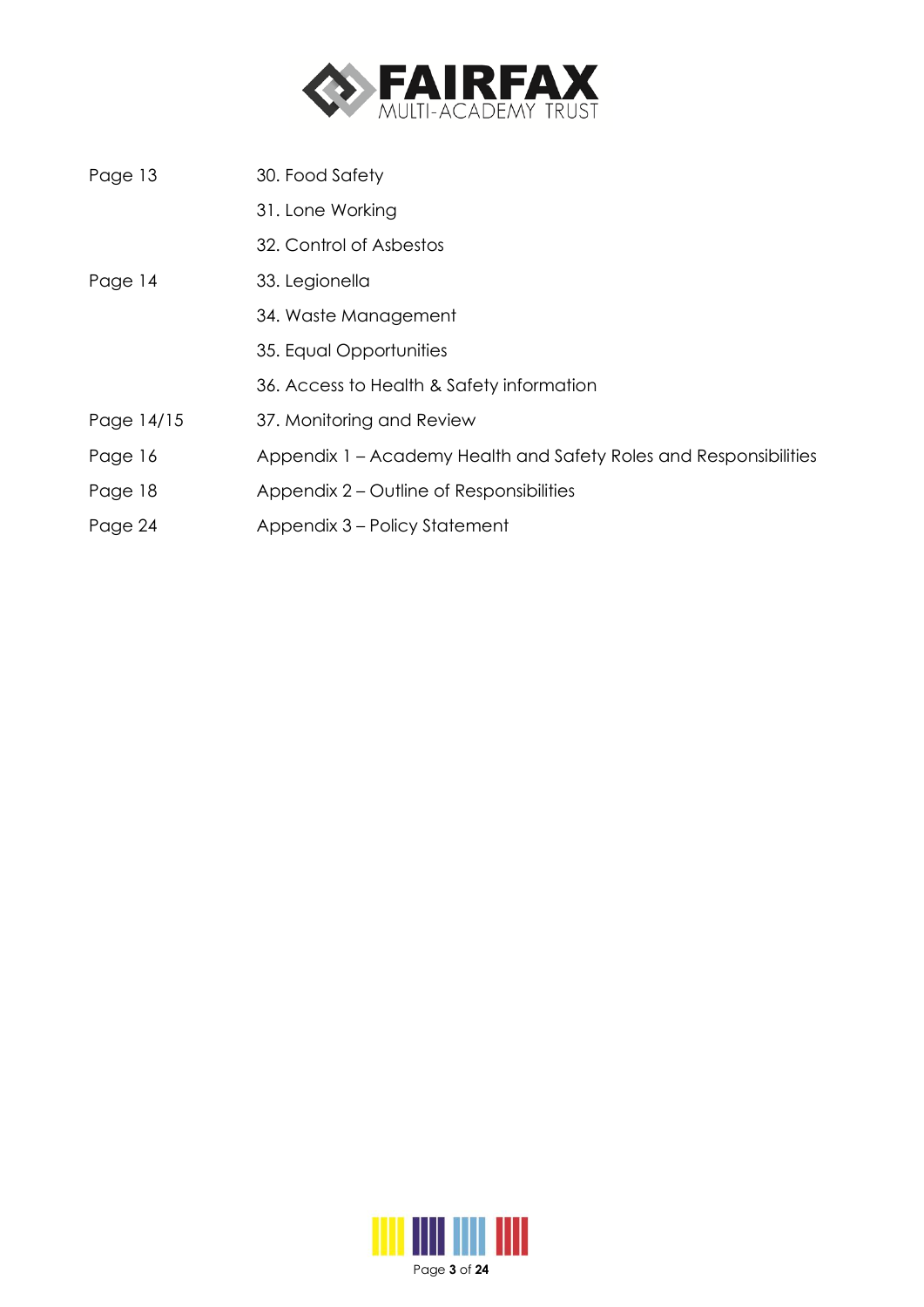| | |
|---|---|
| Page 13 | 30. Food Safety |
| | 31. Lone Working |
| | 32. Control of Asbestos |
| Page 14 | 33. Legionella |
| | 34. Waste Management |
| | 35. Equal Opportunities |
| | 36. Access to Health & Safety information |
| Page 14/15 | 37. Monitoring and Review |
| Page 16 | Appendix 1 – Academy Health and Safety Roles and Responsibilities |
| Page 18 | Appendix 2 – Outline of Responsibilities |
| Page 24 | Appendix 3 – Policy Statement |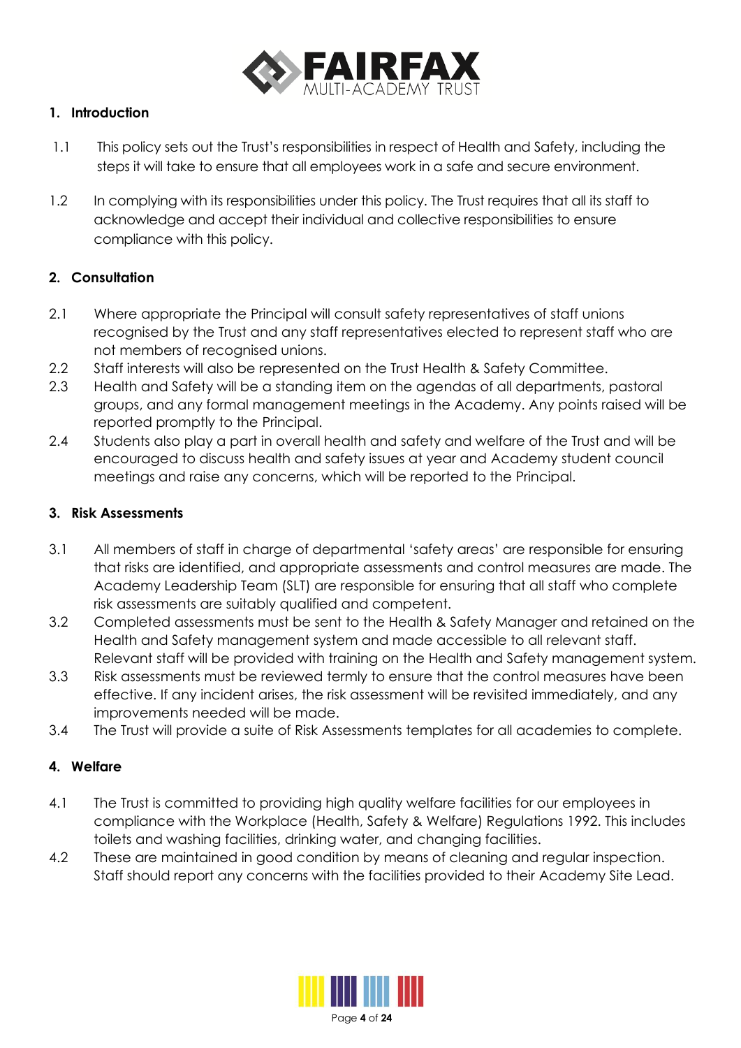## 1. Introduction

1.1 This policy sets out the Trust's responsibilities in respect of Health and Safety, including the steps it will take to ensure that all employees work in a safe and secure environment.

1.2 In complying with its responsibilities under this policy. The Trust requires that all its staff to acknowledge and accept their individual and collective responsibilities to ensure compliance with this policy.

## 2. Consultation

2.1 Where appropriate the Principal will consult safety representatives of staff unions recognised by the Trust and any staff representatives elected to represent staff who are not members of recognised unions.

2.2 Staff interests will also be represented on the Trust Health & Safety Committee.

2.3 Health and Safety will be a standing item on the agendas of all departments, pastoral groups, and any formal management meetings in the Academy. Any points raised will be reported promptly to the Principal.

2.4 Students also play a part in overall health and safety and welfare of the Trust and will be encouraged to discuss health and safety issues at year and Academy student council meetings and raise any concerns, which will be reported to the Principal.

## 3. Risk Assessments

3.1 All members of staff in charge of departmental 'safety areas' are responsible for ensuring that risks are identified, and appropriate assessments and control measures are made. The Academy Leadership Team (SLT) are responsible for ensuring that all staff who complete risk assessments are suitably qualified and competent.

3.2 Completed assessments must be sent to the Health & Safety Manager and retained on the Health and Safety management system and made accessible to all relevant staff. Relevant staff will be provided with training on the Health and Safety management system.

3.3 Risk assessments must be reviewed termly to ensure that the control measures have been effective. If any incident arises, the risk assessment will be revisited immediately, and any improvements needed will be made.

3.4 The Trust will provide a suite of Risk Assessments templates for all academies to complete.

## 4. Welfare

4.1 The Trust is committed to providing high quality welfare facilities for our employees in compliance with the Workplace (Health, Safety & Welfare) Regulations 1992. This includes toilets and washing facilities, drinking water, and changing facilities.

4.2 These are maintained in good condition by means of cleaning and regular inspection. Staff should report any concerns with the facilities provided to their Academy Site Lead.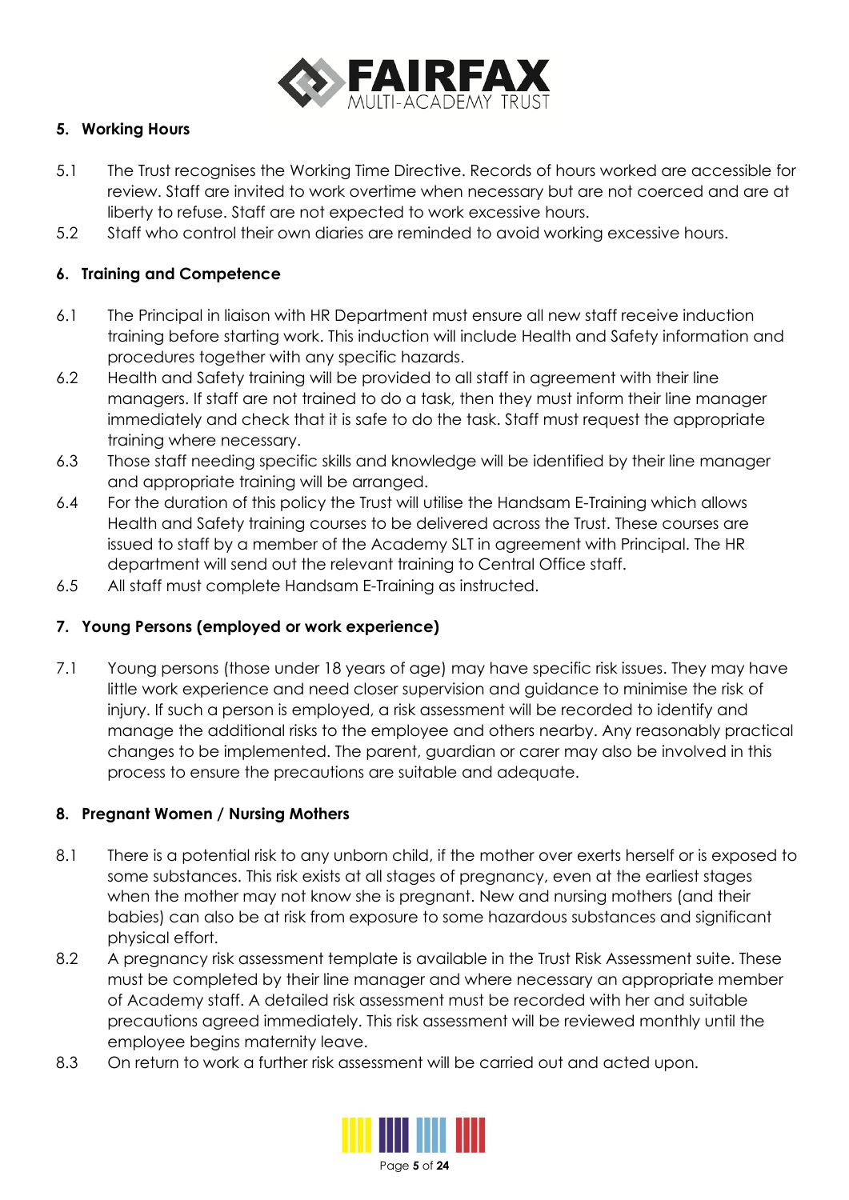## 5. Working Hours

5.1 The Trust recognises the Working Time Directive. Records of hours worked are accessible for review. Staff are invited to work overtime when necessary but are not coerced and are at liberty to refuse. Staff are not expected to work excessive hours.

5.2 Staff who control their own diaries are reminded to avoid working excessive hours.

## 6. Training and Competence

6.1 The Principal in liaison with HR Department must ensure all new staff receive induction training before starting work. This induction will include Health and Safety information and procedures together with any specific hazards.

6.2 Health and Safety training will be provided to all staff in agreement with their line managers. If staff are not trained to do a task, then they must inform their line manager immediately and check that it is safe to do the task. Staff must request the appropriate training where necessary.

6.3 Those staff needing specific skills and knowledge will be identified by their line manager and appropriate training will be arranged.

6.4 For the duration of this policy the Trust will utilise the Handsam E-Training which allows Health and Safety training courses to be delivered across the Trust. These courses are issued to staff by a member of the Academy SLT in agreement with Principal. The HR department will send out the relevant training to Central Office staff.

6.5 All staff must complete Handsam E-Training as instructed.

## 7. Young Persons (employed or work experience)

7.1 Young persons (those under 18 years of age) may have specific risk issues. They may have little work experience and need closer supervision and guidance to minimise the risk of injury. If such a person is employed, a risk assessment will be recorded to identify and manage the additional risks to the employee and others nearby. Any reasonably practical changes to be implemented. The parent, guardian or carer may also be involved in this process to ensure the precautions are suitable and adequate.

## 8. Pregnant Women / Nursing Mothers

8.1 There is a potential risk to any unborn child, if the mother over exerts herself or is exposed to some substances. This risk exists at all stages of pregnancy, even at the earliest stages when the mother may not know she is pregnant. New and nursing mothers (and their babies) can also be at risk from exposure to some hazardous substances and significant physical effort.

8.2 A pregnancy risk assessment template is available in the Trust Risk Assessment suite. These must be completed by their line manager and where necessary an appropriate member of Academy staff. A detailed risk assessment must be recorded with her and suitable precautions agreed immediately. This risk assessment will be reviewed monthly until the employee begins maternity leave.

8.3 On return to work a further risk assessment will be carried out and acted upon.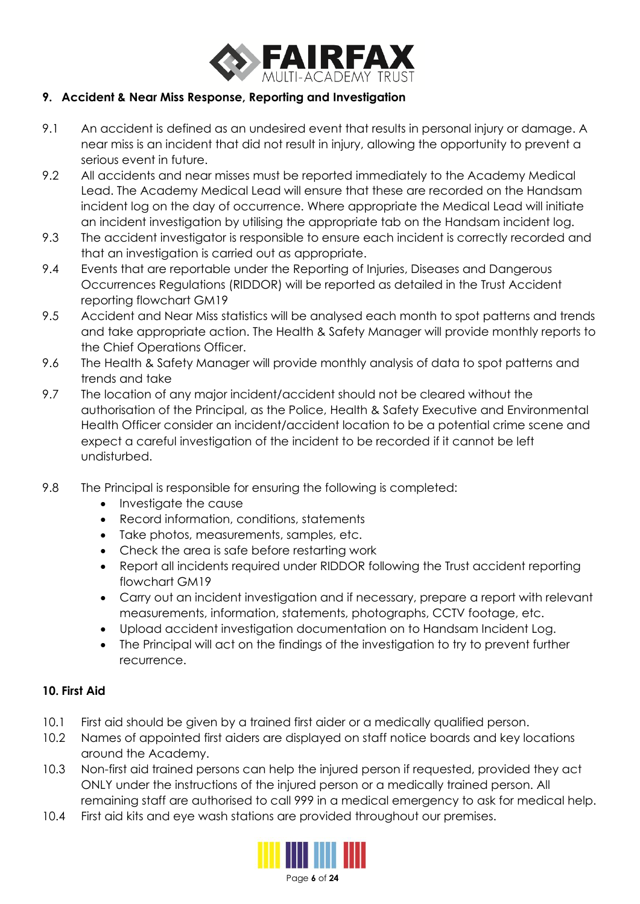## 9. Accident & Near Miss Response, Reporting and Investigation

9.1 An accident is defined as an undesired event that results in personal injury or damage. A near miss is an incident that did not result in injury, allowing the opportunity to prevent a serious event in future.

9.2 All accidents and near misses must be reported immediately to the Academy Medical Lead. The Academy Medical Lead will ensure that these are recorded on the Handsam incident log on the day of occurrence. Where appropriate the Medical Lead will initiate an incident investigation by utilising the appropriate tab on the Handsam incident log.

9.3 The accident investigator is responsible to ensure each incident is correctly recorded and that an investigation is carried out as appropriate.

9.4 Events that are reportable under the Reporting of Injuries, Diseases and Dangerous Occurrences Regulations (RIDDOR) will be reported as detailed in the Trust Accident reporting flowchart GM19

9.5 Accident and Near Miss statistics will be analysed each month to spot patterns and trends and take appropriate action. The Health & Safety Manager will provide monthly reports to the Chief Operations Officer.

9.6 The Health & Safety Manager will provide monthly analysis of data to spot patterns and trends and take

9.7 The location of any major incident/accident should not be cleared without the authorisation of the Principal, as the Police, Health & Safety Executive and Environmental Health Officer consider an incident/accident location to be a potential crime scene and expect a careful investigation of the incident to be recorded if it cannot be left undisturbed.

9.8 The Principal is responsible for ensuring the following is completed:

- Investigate the cause
- Record information, conditions, statements
- Take photos, measurements, samples, etc.
- Check the area is safe before restarting work
- Report all incidents required under RIDDOR following the Trust accident reporting flowchart GM19
- Carry out an incident investigation and if necessary, prepare a report with relevant measurements, information, statements, photographs, CCTV footage, etc.
- Upload accident investigation documentation on to Handsam Incident Log.
- The Principal will act on the findings of the investigation to try to prevent further recurrence.

## 10. First Aid

10.1 First aid should be given by a trained first aider or a medically qualified person.

10.2 Names of appointed first aiders are displayed on staff notice boards and key locations around the Academy.

10.3 Non-first aid trained persons can help the injured person if requested, provided they act ONLY under the instructions of the injured person or a medically trained person. All remaining staff are authorised to call 999 in a medical emergency to ask for medical help.

10.4 First aid kits and eye wash stations are provided throughout our premises.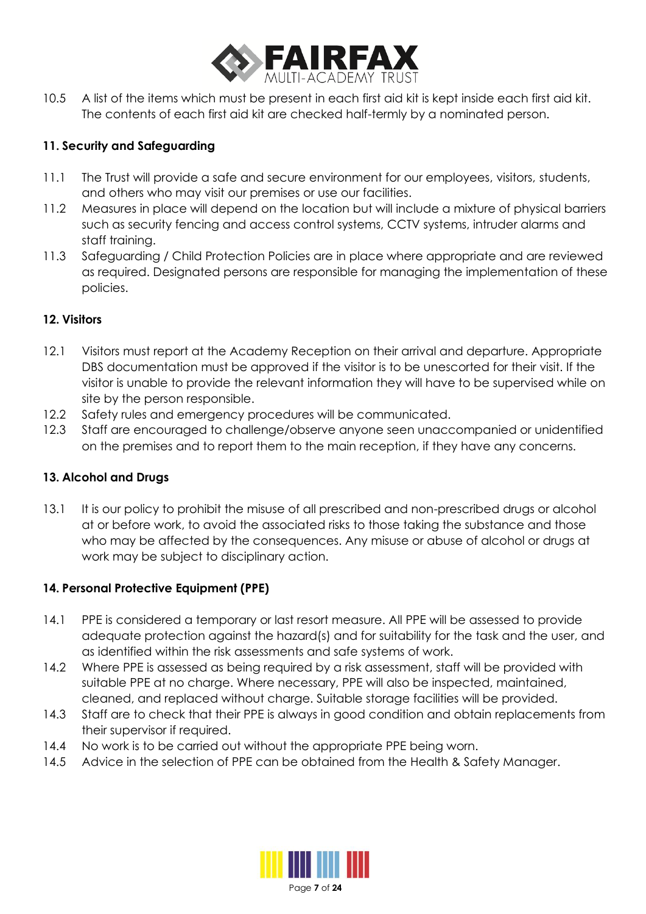10.5 A list of the items which must be present in each first aid kit is kept inside each first aid kit. The contents of each first aid kit are checked half-termly by a nominated person.

### 11. Security and Safeguarding

11.1 The Trust will provide a safe and secure environment for our employees, visitors, students, and others who may visit our premises or use our facilities.

11.2 Measures in place will depend on the location but will include a mixture of physical barriers such as security fencing and access control systems, CCTV systems, intruder alarms and staff training.

11.3 Safeguarding / Child Protection Policies are in place where appropriate and are reviewed as required. Designated persons are responsible for managing the implementation of these policies.

### 12. Visitors

12.1 Visitors must report at the Academy Reception on their arrival and departure. Appropriate DBS documentation must be approved if the visitor is to be unescorted for their visit. If the visitor is unable to provide the relevant information they will have to be supervised while on site by the person responsible.

12.2 Safety rules and emergency procedures will be communicated.

12.3 Staff are encouraged to challenge/observe anyone seen unaccompanied or unidentified on the premises and to report them to the main reception, if they have any concerns.

### 13. Alcohol and Drugs

13.1 It is our policy to prohibit the misuse of all prescribed and non-prescribed drugs or alcohol at or before work, to avoid the associated risks to those taking the substance and those who may be affected by the consequences. Any misuse or abuse of alcohol or drugs at work may be subject to disciplinary action.

### 14. Personal Protective Equipment (PPE)

14.1 PPE is considered a temporary or last resort measure. All PPE will be assessed to provide adequate protection against the hazard(s) and for suitability for the task and the user, and as identified within the risk assessments and safe systems of work.

14.2 Where PPE is assessed as being required by a risk assessment, staff will be provided with suitable PPE at no charge. Where necessary, PPE will also be inspected, maintained, cleaned, and replaced without charge. Suitable storage facilities will be provided.

14.3 Staff are to check that their PPE is always in good condition and obtain replacements from their supervisor if required.

14.4 No work is to be carried out without the appropriate PPE being worn.

14.5 Advice in the selection of PPE can be obtained from the Health & Safety Manager.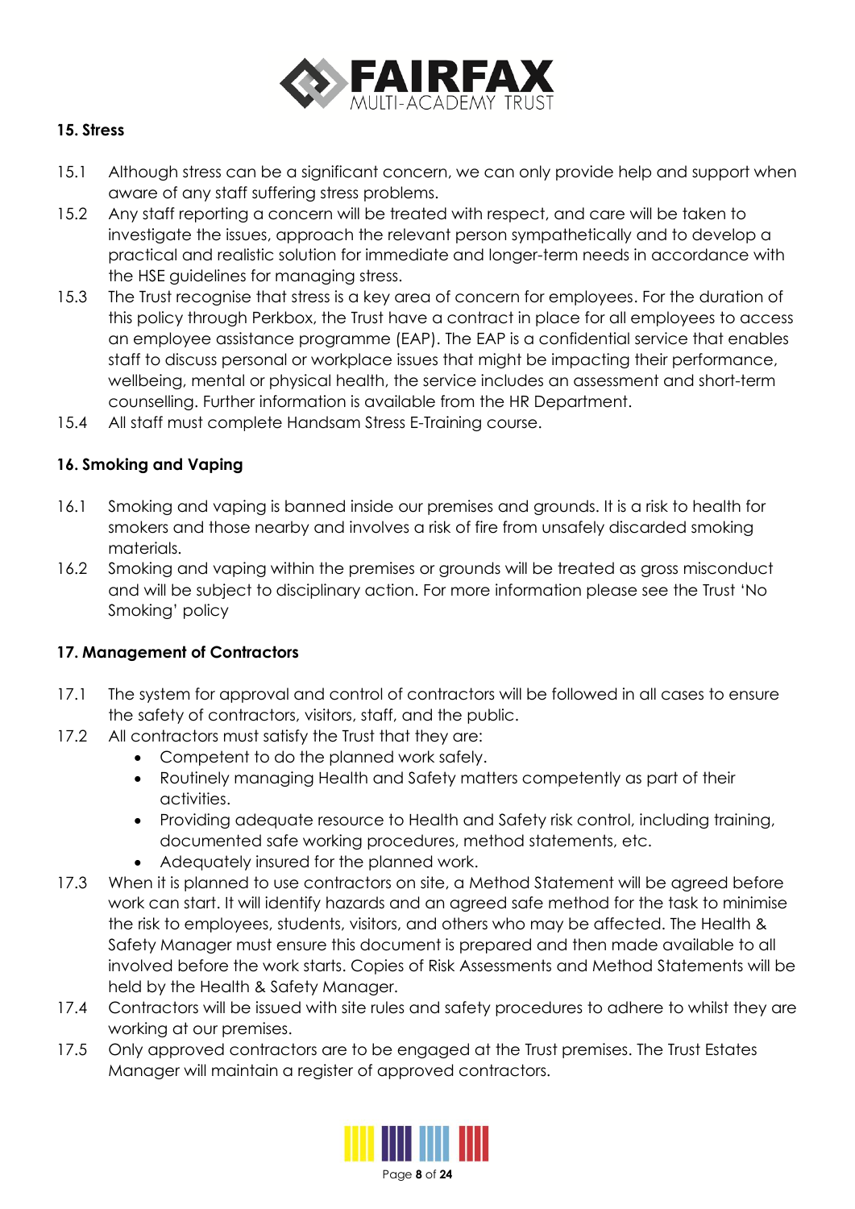### 15. Stress

15.1 Although stress can be a significant concern, we can only provide help and support when aware of any staff suffering stress problems.

15.2 Any staff reporting a concern will be treated with respect, and care will be taken to investigate the issues, approach the relevant person sympathetically and to develop a practical and realistic solution for immediate and longer-term needs in accordance with the HSE guidelines for managing stress.

15.3 The Trust recognise that stress is a key area of concern for employees. For the duration of this policy through Perkbox, the Trust have a contract in place for all employees to access an employee assistance programme (EAP). The EAP is a confidential service that enables staff to discuss personal or workplace issues that might be impacting their performance, wellbeing, mental or physical health, the service includes an assessment and short-term counselling. Further information is available from the HR Department.

15.4 All staff must complete Handsam Stress E-Training course.

### 16. Smoking and Vaping

16.1 Smoking and vaping is banned inside our premises and grounds. It is a risk to health for smokers and those nearby and involves a risk of fire from unsafely discarded smoking materials.

16.2 Smoking and vaping within the premises or grounds will be treated as gross misconduct and will be subject to disciplinary action. For more information please see the Trust 'No Smoking' policy

### 17. Management of Contractors

17.1 The system for approval and control of contractors will be followed in all cases to ensure the safety of contractors, visitors, staff, and the public.

17.2 All contractors must satisfy the Trust that they are:

- Competent to do the planned work safely.
- Routinely managing Health and Safety matters competently as part of their activities.
- Providing adequate resource to Health and Safety risk control, including training, documented safe working procedures, method statements, etc.
- Adequately insured for the planned work.

17.3 When it is planned to use contractors on site, a Method Statement will be agreed before work can start. It will identify hazards and an agreed safe method for the task to minimise the risk to employees, students, visitors, and others who may be affected. The Health & Safety Manager must ensure this document is prepared and then made available to all involved before the work starts. Copies of Risk Assessments and Method Statements will be held by the Health & Safety Manager.

17.4 Contractors will be issued with site rules and safety procedures to adhere to whilst they are working at our premises.

17.5 Only approved contractors are to be engaged at the Trust premises. The Trust Estates Manager will maintain a register of approved contractors.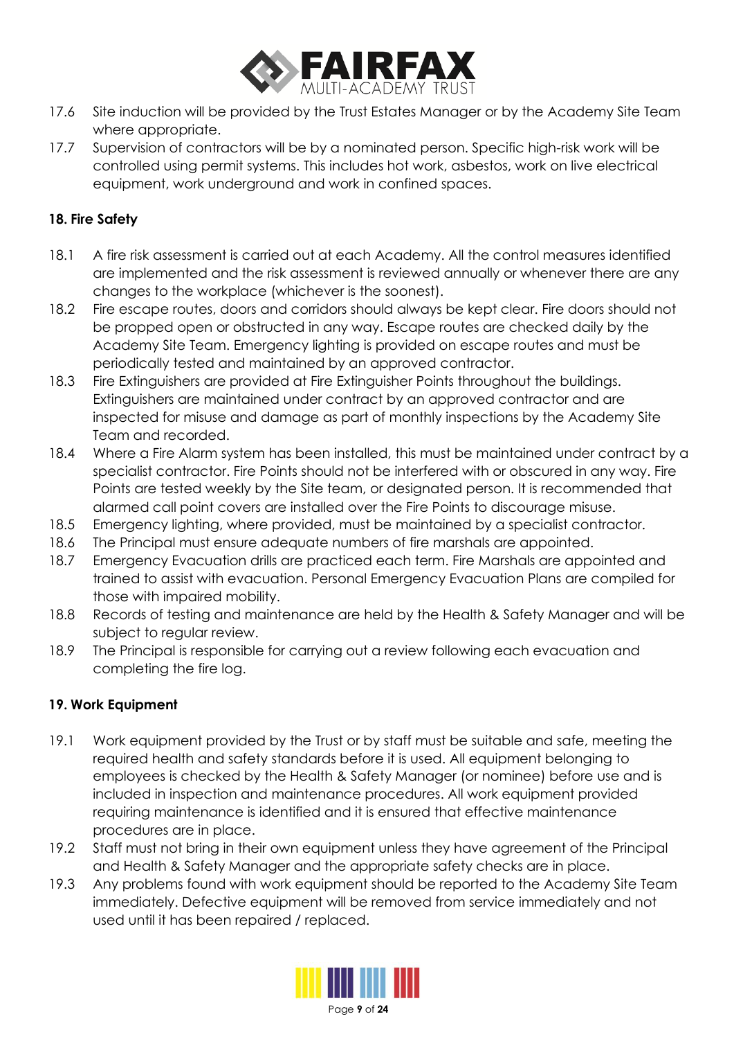17.6 Site induction will be provided by the Trust Estates Manager or by the Academy Site Team where appropriate.

17.7 Supervision of contractors will be by a nominated person. Specific high-risk work will be controlled using permit systems. This includes hot work, asbestos, work on live electrical equipment, work underground and work in confined spaces.

**18. Fire Safety**

18.1 A fire risk assessment is carried out at each Academy. All the control measures identified are implemented and the risk assessment is reviewed annually or whenever there are any changes to the workplace (whichever is the soonest).

18.2 Fire escape routes, doors and corridors should always be kept clear. Fire doors should not be propped open or obstructed in any way. Escape routes are checked daily by the Academy Site Team. Emergency lighting is provided on escape routes and must be periodically tested and maintained by an approved contractor.

18.3 Fire Extinguishers are provided at Fire Extinguisher Points throughout the buildings. Extinguishers are maintained under contract by an approved contractor and are inspected for misuse and damage as part of monthly inspections by the Academy Site Team and recorded.

18.4 Where a Fire Alarm system has been installed, this must be maintained under contract by a specialist contractor. Fire Points should not be interfered with or obscured in any way. Fire Points are tested weekly by the Site team, or designated person. It is recommended that alarmed call point covers are installed over the Fire Points to discourage misuse.

18.5 Emergency lighting, where provided, must be maintained by a specialist contractor.

18.6 The Principal must ensure adequate numbers of fire marshals are appointed.

18.7 Emergency Evacuation drills are practiced each term. Fire Marshals are appointed and trained to assist with evacuation. Personal Emergency Evacuation Plans are compiled for those with impaired mobility.

18.8 Records of testing and maintenance are held by the Health & Safety Manager and will be subject to regular review.

18.9 The Principal is responsible for carrying out a review following each evacuation and completing the fire log.

**19. Work Equipment**

19.1 Work equipment provided by the Trust or by staff must be suitable and safe, meeting the required health and safety standards before it is used. All equipment belonging to employees is checked by the Health & Safety Manager (or nominee) before use and is included in inspection and maintenance procedures. All work equipment provided requiring maintenance is identified and it is ensured that effective maintenance procedures are in place.

19.2 Staff must not bring in their own equipment unless they have agreement of the Principal and Health & Safety Manager and the appropriate safety checks are in place.

19.3 Any problems found with work equipment should be reported to the Academy Site Team immediately. Defective equipment will be removed from service immediately and not used until it has been repaired / replaced.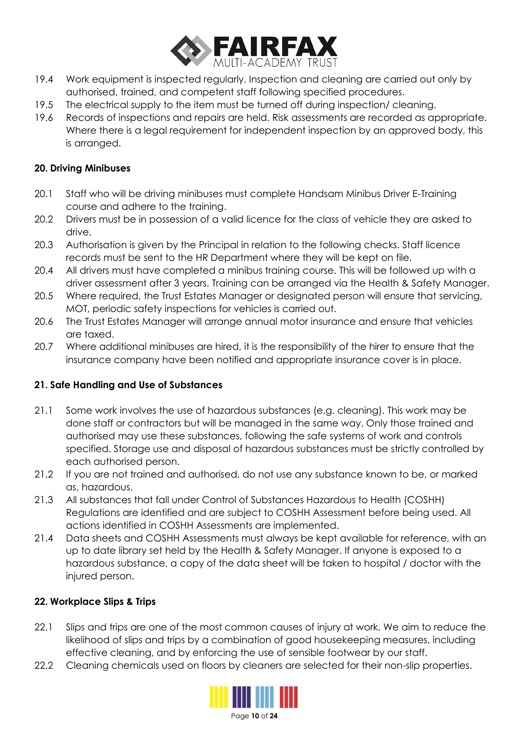19.4 Work equipment is inspected regularly. Inspection and cleaning are carried out only by authorised, trained, and competent staff following specified procedures.

19.5 The electrical supply to the item must be turned off during inspection/ cleaning.

19.6 Records of inspections and repairs are held. Risk assessments are recorded as appropriate. Where there is a legal requirement for independent inspection by an approved body, this is arranged.

**20. Driving Minibuses**

20.1 Staff who will be driving minibuses must complete Handsam Minibus Driver E-Training course and adhere to the training.

20.2 Drivers must be in possession of a valid licence for the class of vehicle they are asked to drive.

20.3 Authorisation is given by the Principal in relation to the following checks. Staff licence records must be sent to the HR Department where they will be kept on file.

20.4 All drivers must have completed a minibus training course. This will be followed up with a driver assessment after 3 years. Training can be arranged via the Health & Safety Manager.

20.5 Where required, the Trust Estates Manager or designated person will ensure that servicing, MOT, periodic safety inspections for vehicles is carried out.

20.6 The Trust Estates Manager will arrange annual motor insurance and ensure that vehicles are taxed.

20.7 Where additional minibuses are hired, it is the responsibility of the hirer to ensure that the insurance company have been notified and appropriate insurance cover is in place.

**21. Safe Handling and Use of Substances**

21.1 Some work involves the use of hazardous substances (e.g. cleaning). This work may be done staff or contractors but will be managed in the same way. Only those trained and authorised may use these substances, following the safe systems of work and controls specified. Storage use and disposal of hazardous substances must be strictly controlled by each authorised person.

21.2 If you are not trained and authorised, do not use any substance known to be, or marked as, hazardous.

21.3 All substances that fall under Control of Substances Hazardous to Health (COSHH) Regulations are identified and are subject to COSHH Assessment before being used. All actions identified in COSHH Assessments are implemented.

21.4 Data sheets and COSHH Assessments must always be kept available for reference, with an up to date library set held by the Health & Safety Manager. If anyone is exposed to a hazardous substance, a copy of the data sheet will be taken to hospital / doctor with the injured person.

**22. Workplace Slips & Trips**

22.1 Slips and trips are one of the most common causes of injury at work. We aim to reduce the likelihood of slips and trips by a combination of good housekeeping measures, including effective cleaning, and by enforcing the use of sensible footwear by our staff.

22.2 Cleaning chemicals used on floors by cleaners are selected for their non-slip properties.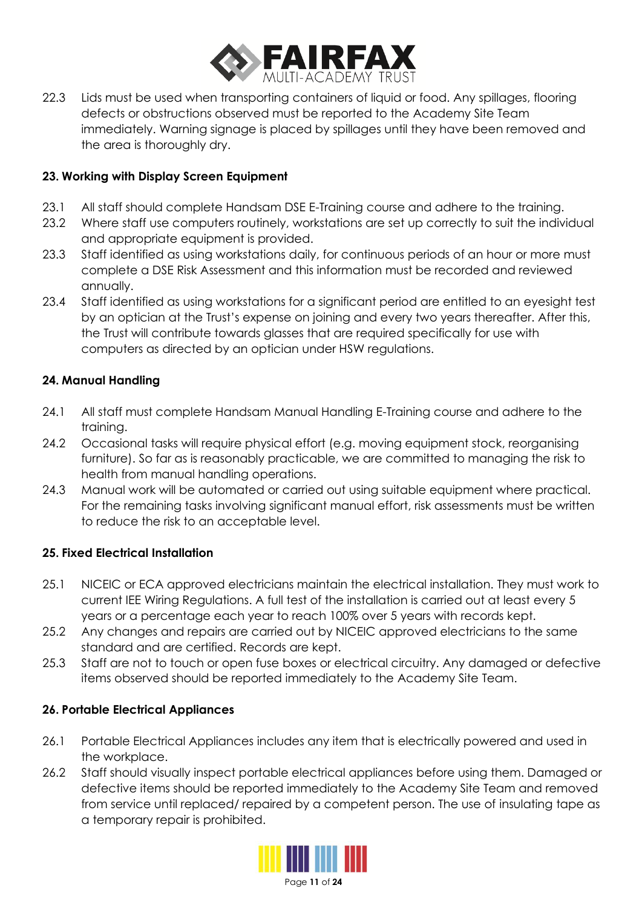22.3 Lids must be used when transporting containers of liquid or food. Any spillages, flooring defects or obstructions observed must be reported to the Academy Site Team immediately. Warning signage is placed by spillages until they have been removed and the area is thoroughly dry.

**23. Working with Display Screen Equipment**

23.1 All staff should complete Handsam DSE E-Training course and adhere to the training.

23.2 Where staff use computers routinely, workstations are set up correctly to suit the individual and appropriate equipment is provided.

23.3 Staff identified as using workstations daily, for continuous periods of an hour or more must complete a DSE Risk Assessment and this information must be recorded and reviewed annually.

23.4 Staff identified as using workstations for a significant period are entitled to an eyesight test by an optician at the Trust's expense on joining and every two years thereafter. After this, the Trust will contribute towards glasses that are required specifically for use with computers as directed by an optician under HSW regulations.

**24. Manual Handling**

24.1 All staff must complete Handsam Manual Handling E-Training course and adhere to the training.

24.2 Occasional tasks will require physical effort (e.g. moving equipment stock, reorganising furniture). So far as is reasonably practicable, we are committed to managing the risk to health from manual handling operations.

24.3 Manual work will be automated or carried out using suitable equipment where practical. For the remaining tasks involving significant manual effort, risk assessments must be written to reduce the risk to an acceptable level.

**25. Fixed Electrical Installation**

25.1 NICEIC or ECA approved electricians maintain the electrical installation. They must work to current IEE Wiring Regulations. A full test of the installation is carried out at least every 5 years or a percentage each year to reach 100% over 5 years with records kept.

25.2 Any changes and repairs are carried out by NICEIC approved electricians to the same standard and are certified. Records are kept.

25.3 Staff are not to touch or open fuse boxes or electrical circuitry. Any damaged or defective items observed should be reported immediately to the Academy Site Team.

**26. Portable Electrical Appliances**

26.1 Portable Electrical Appliances includes any item that is electrically powered and used in the workplace.

26.2 Staff should visually inspect portable electrical appliances before using them. Damaged or defective items should be reported immediately to the Academy Site Team and removed from service until replaced/ repaired by a competent person. The use of insulating tape as a temporary repair is prohibited.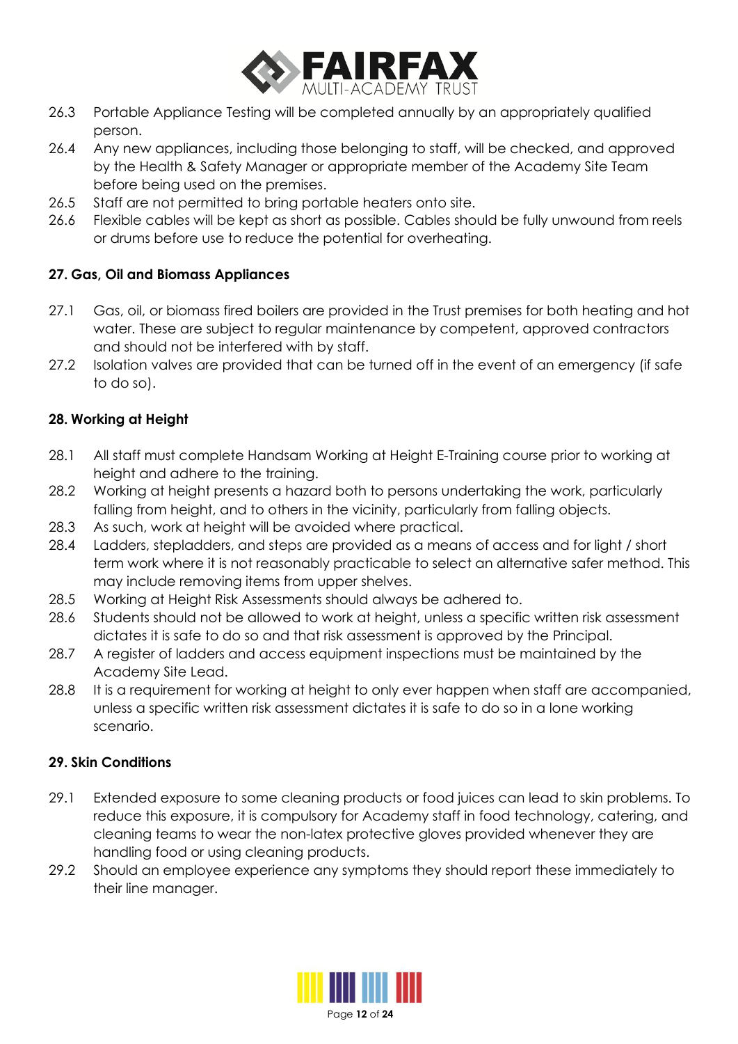26.3 Portable Appliance Testing will be completed annually by an appropriately qualified person.

26.4 Any new appliances, including those belonging to staff, will be checked, and approved by the Health & Safety Manager or appropriate member of the Academy Site Team before being used on the premises.

26.5 Staff are not permitted to bring portable heaters onto site.

26.6 Flexible cables will be kept as short as possible. Cables should be fully unwound from reels or drums before use to reduce the potential for overheating.

**27. Gas, Oil and Biomass Appliances**

27.1 Gas, oil, or biomass fired boilers are provided in the Trust premises for both heating and hot water. These are subject to regular maintenance by competent, approved contractors and should not be interfered with by staff.

27.2 Isolation valves are provided that can be turned off in the event of an emergency (if safe to do so).

**28. Working at Height**

28.1 All staff must complete Handsam Working at Height E-Training course prior to working at height and adhere to the training.

28.2 Working at height presents a hazard both to persons undertaking the work, particularly falling from height, and to others in the vicinity, particularly from falling objects.

28.3 As such, work at height will be avoided where practical.

28.4 Ladders, stepladders, and steps are provided as a means of access and for light / short term work where it is not reasonably practicable to select an alternative safer method. This may include removing items from upper shelves.

28.5 Working at Height Risk Assessments should always be adhered to.

28.6 Students should not be allowed to work at height, unless a specific written risk assessment dictates it is safe to do so and that risk assessment is approved by the Principal.

28.7 A register of ladders and access equipment inspections must be maintained by the Academy Site Lead.

28.8 It is a requirement for working at height to only ever happen when staff are accompanied, unless a specific written risk assessment dictates it is safe to do so in a lone working scenario.

**29. Skin Conditions**

29.1 Extended exposure to some cleaning products or food juices can lead to skin problems. To reduce this exposure, it is compulsory for Academy staff in food technology, catering, and cleaning teams to wear the non-latex protective gloves provided whenever they are handling food or using cleaning products.

29.2 Should an employee experience any symptoms they should report these immediately to their line manager.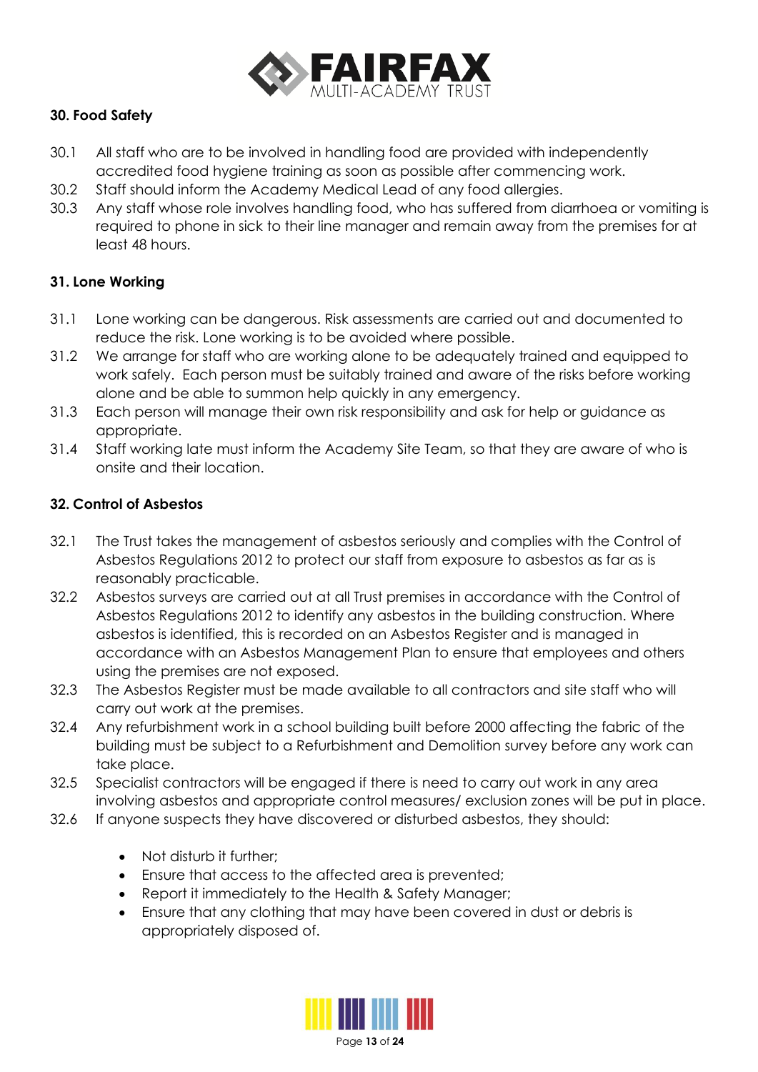## 30. Food Safety

30.1 All staff who are to be involved in handling food are provided with independently accredited food hygiene training as soon as possible after commencing work.

30.2 Staff should inform the Academy Medical Lead of any food allergies.

30.3 Any staff whose role involves handling food, who has suffered from diarrhoea or vomiting is required to phone in sick to their line manager and remain away from the premises for at least 48 hours.

## 31. Lone Working

31.1 Lone working can be dangerous. Risk assessments are carried out and documented to reduce the risk. Lone working is to be avoided where possible.

31.2 We arrange for staff who are working alone to be adequately trained and equipped to work safely. Each person must be suitably trained and aware of the risks before working alone and be able to summon help quickly in any emergency.

31.3 Each person will manage their own risk responsibility and ask for help or guidance as appropriate.

31.4 Staff working late must inform the Academy Site Team, so that they are aware of who is onsite and their location.

## 32. Control of Asbestos

32.1 The Trust takes the management of asbestos seriously and complies with the Control of Asbestos Regulations 2012 to protect our staff from exposure to asbestos as far as is reasonably practicable.

32.2 Asbestos surveys are carried out at all Trust premises in accordance with the Control of Asbestos Regulations 2012 to identify any asbestos in the building construction. Where asbestos is identified, this is recorded on an Asbestos Register and is managed in accordance with an Asbestos Management Plan to ensure that employees and others using the premises are not exposed.

32.3 The Asbestos Register must be made available to all contractors and site staff who will carry out work at the premises.

32.4 Any refurbishment work in a school building built before 2000 affecting the fabric of the building must be subject to a Refurbishment and Demolition survey before any work can take place.

32.5 Specialist contractors will be engaged if there is need to carry out work in any area involving asbestos and appropriate control measures/ exclusion zones will be put in place.

32.6 If anyone suspects they have discovered or disturbed asbestos, they should:

- Not disturb it further;
- Ensure that access to the affected area is prevented;
- Report it immediately to the Health & Safety Manager;
- Ensure that any clothing that may have been covered in dust or debris is appropriately disposed of.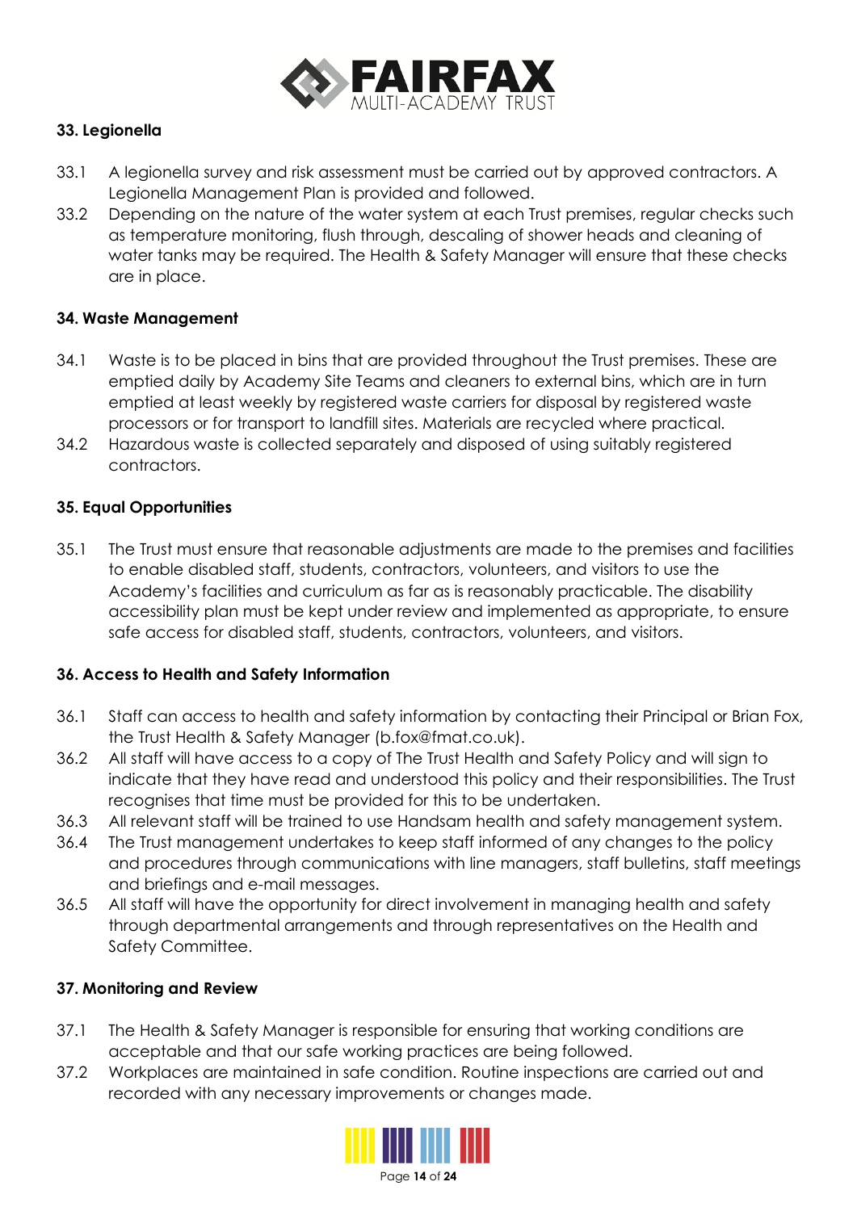### 33. Legionella

33.1 A legionella survey and risk assessment must be carried out by approved contractors. A Legionella Management Plan is provided and followed.

33.2 Depending on the nature of the water system at each Trust premises, regular checks such as temperature monitoring, flush through, descaling of shower heads and cleaning of water tanks may be required. The Health & Safety Manager will ensure that these checks are in place.

### 34. Waste Management

34.1 Waste is to be placed in bins that are provided throughout the Trust premises. These are emptied daily by Academy Site Teams and cleaners to external bins, which are in turn emptied at least weekly by registered waste carriers for disposal by registered waste processors or for transport to landfill sites. Materials are recycled where practical.

34.2 Hazardous waste is collected separately and disposed of using suitably registered contractors.

### 35. Equal Opportunities

35.1 The Trust must ensure that reasonable adjustments are made to the premises and facilities to enable disabled staff, students, contractors, volunteers, and visitors to use the Academy's facilities and curriculum as far as is reasonably practicable. The disability accessibility plan must be kept under review and implemented as appropriate, to ensure safe access for disabled staff, students, contractors, volunteers, and visitors.

### 36. Access to Health and Safety Information

36.1 Staff can access to health and safety information by contacting their Principal or Brian Fox, the Trust Health & Safety Manager (b.fox@fmat.co.uk).

36.2 All staff will have access to a copy of The Trust Health and Safety Policy and will sign to indicate that they have read and understood this policy and their responsibilities. The Trust recognises that time must be provided for this to be undertaken.

36.3 All relevant staff will be trained to use Handsam health and safety management system.

36.4 The Trust management undertakes to keep staff informed of any changes to the policy and procedures through communications with line managers, staff bulletins, staff meetings and briefings and e-mail messages.

36.5 All staff will have the opportunity for direct involvement in managing health and safety through departmental arrangements and through representatives on the Health and Safety Committee.

### 37. Monitoring and Review

37.1 The Health & Safety Manager is responsible for ensuring that working conditions are acceptable and that our safe working practices are being followed.

37.2 Workplaces are maintained in safe condition. Routine inspections are carried out and recorded with any necessary improvements or changes made.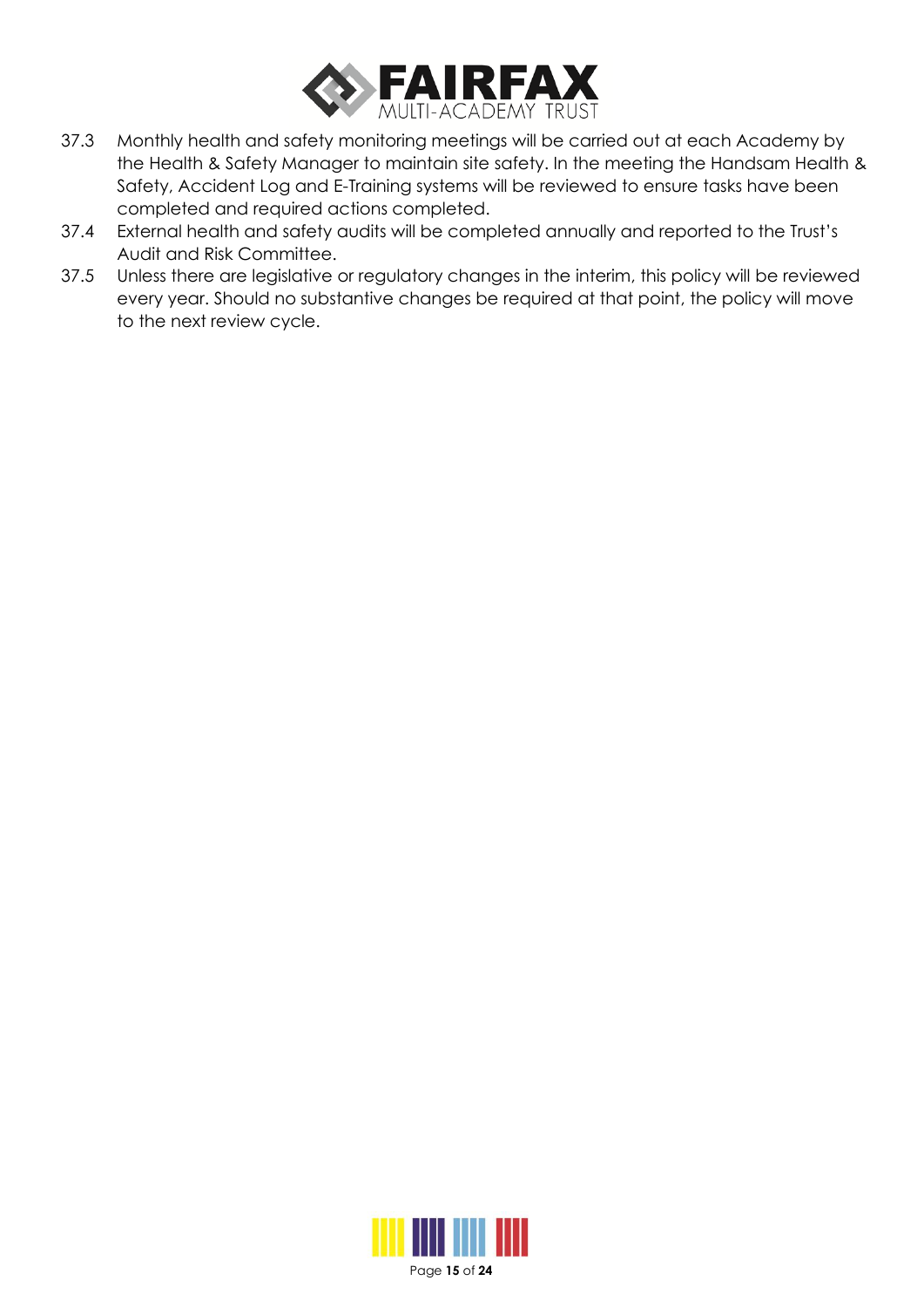37.3 Monthly health and safety monitoring meetings will be carried out at each Academy by the Health & Safety Manager to maintain site safety. In the meeting the Handsam Health & Safety, Accident Log and E-Training systems will be reviewed to ensure tasks have been completed and required actions completed.

37.4 External health and safety audits will be completed annually and reported to the Trust's Audit and Risk Committee.

37.5 Unless there are legislative or regulatory changes in the interim, this policy will be reviewed every year. Should no substantive changes be required at that point, the policy will move to the next review cycle.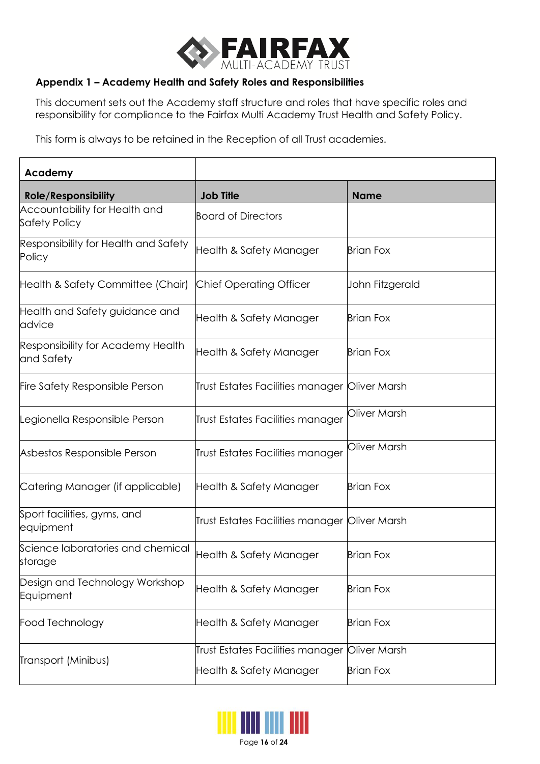### Appendix 1 – Academy Health and Safety Roles and Responsibilities

This document sets out the Academy staff structure and roles that have specific roles and responsibility for compliance to the Fairfax Multi Academy Trust Health and Safety Policy.

This form is always to be retained in the Reception of all Trust academies.

| **Academy** | | |
|---|---|---|
| **Role/Responsibility** | **Job Title** | **Name** |
| Accountability for Health and Safety Policy | Board of Directors | |
| Responsibility for Health and Safety Policy | Health & Safety Manager | Brian Fox |
| Health & Safety Committee (Chair) | Chief Operating Officer | John Fitzgerald |
| Health and Safety guidance and advice | Health & Safety Manager | Brian Fox |
| Responsibility for Academy Health and Safety | Health & Safety Manager | Brian Fox |
| Fire Safety Responsible Person | Trust Estates Facilities manager | Oliver Marsh |
| Legionella Responsible Person | Trust Estates Facilities manager | Oliver Marsh |
| Asbestos Responsible Person | Trust Estates Facilities manager | Oliver Marsh |
| Catering Manager (if applicable) | Health & Safety Manager | Brian Fox |
| Sport facilities, gyms, and equipment | Trust Estates Facilities manager | Oliver Marsh |
| Science laboratories and chemical storage | Health & Safety Manager | Brian Fox |
| Design and Technology Workshop Equipment | Health & Safety Manager | Brian Fox |
| Food Technology | Health & Safety Manager | Brian Fox |
| Transport (Minibus) | Trust Estates Facilities manager<br>Health & Safety Manager | Oliver Marsh<br>Brian Fox |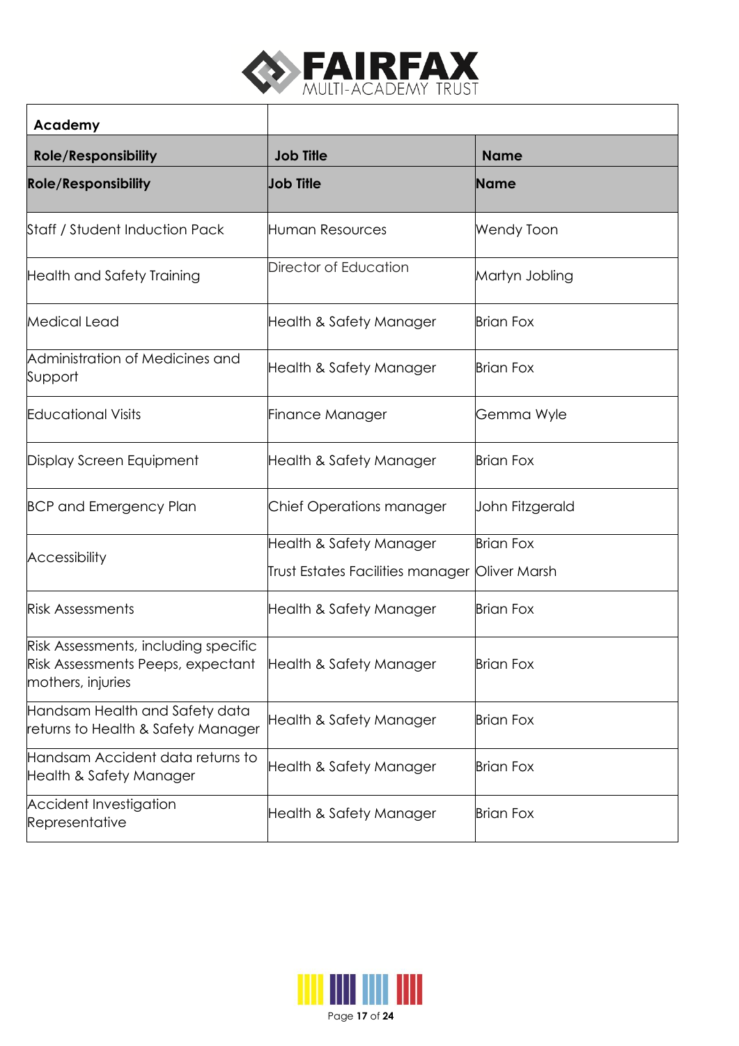| Academy | | |
|---|---|---|
| **Role/Responsibility** | **Job Title** | **Name** |
| **Role/Responsibility** | **Job Title** | **Name** |
| Staff / Student Induction Pack | Human Resources | Wendy Toon |
| Health and Safety Training | Director of Education | Martyn Jobling |
| Medical Lead | Health & Safety Manager | Brian Fox |
| Administration of Medicines and Support | Health & Safety Manager | Brian Fox |
| Educational Visits | Finance Manager | Gemma Wyle |
| Display Screen Equipment | Health & Safety Manager | Brian Fox |
| BCP and Emergency Plan | Chief Operations manager | John Fitzgerald |
| Accessibility | Health & Safety Manager<br>Trust Estates Facilities manager | Brian Fox<br>Oliver Marsh |
| Risk Assessments | Health & Safety Manager | Brian Fox |
| Risk Assessments, including specific Risk Assessments Peeps, expectant mothers, injuries | Health & Safety Manager | Brian Fox |
| Handsam Health and Safety data returns to Health & Safety Manager | Health & Safety Manager | Brian Fox |
| Handsam Accident data returns to Health & Safety Manager | Health & Safety Manager | Brian Fox |
| Accident Investigation Representative | Health & Safety Manager | Brian Fox |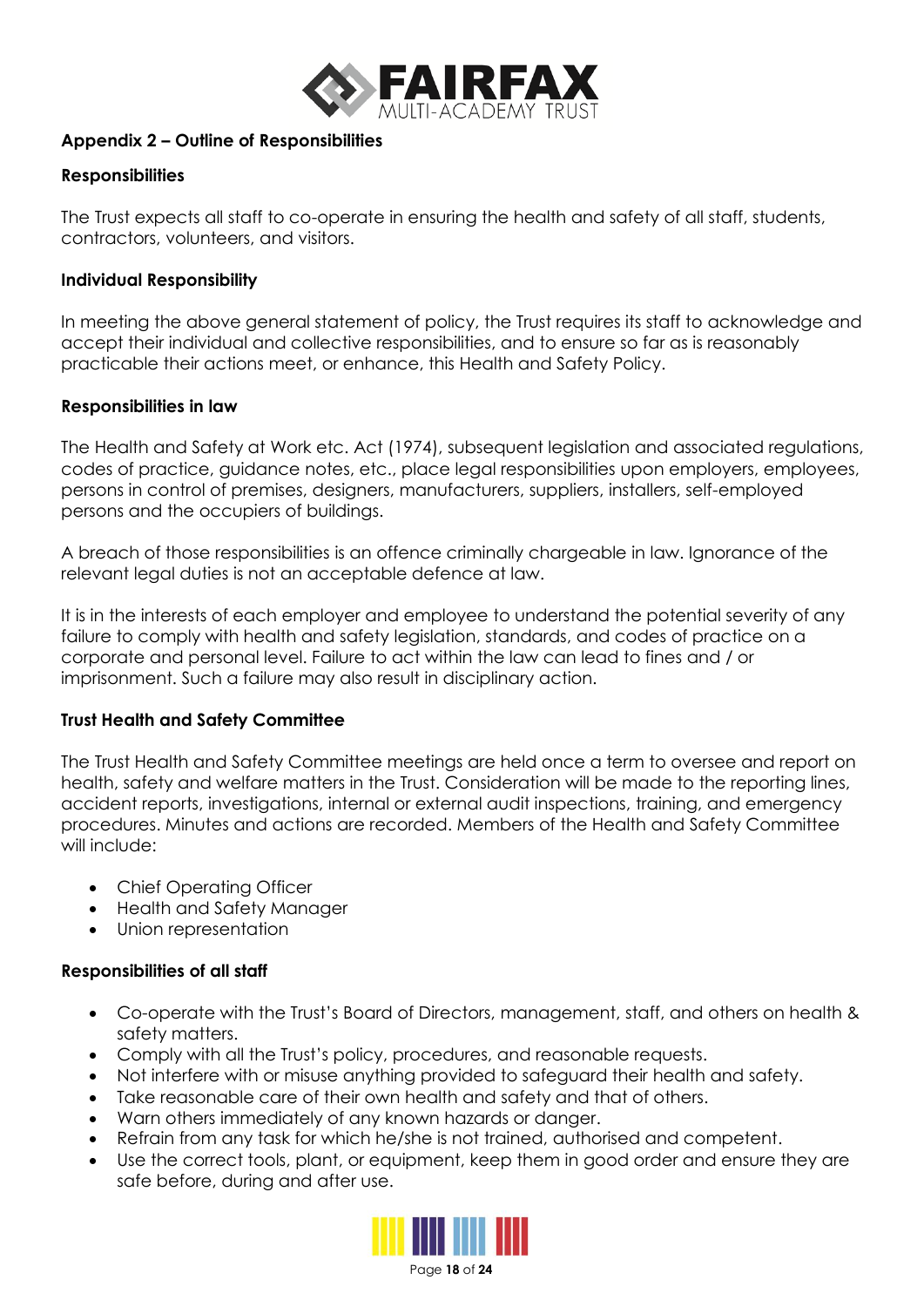## Appendix 2 – Outline of Responsibilities

### Responsibilities

The Trust expects all staff to co-operate in ensuring the health and safety of all staff, students, contractors, volunteers, and visitors.

### Individual Responsibility

In meeting the above general statement of policy, the Trust requires its staff to acknowledge and accept their individual and collective responsibilities, and to ensure so far as is reasonably practicable their actions meet, or enhance, this Health and Safety Policy.

### Responsibilities in law

The Health and Safety at Work etc. Act (1974), subsequent legislation and associated regulations, codes of practice, guidance notes, etc., place legal responsibilities upon employers, employees, persons in control of premises, designers, manufacturers, suppliers, installers, self-employed persons and the occupiers of buildings.

A breach of those responsibilities is an offence criminally chargeable in law. Ignorance of the relevant legal duties is not an acceptable defence at law.

It is in the interests of each employer and employee to understand the potential severity of any failure to comply with health and safety legislation, standards, and codes of practice on a corporate and personal level. Failure to act within the law can lead to fines and / or imprisonment. Such a failure may also result in disciplinary action.

### Trust Health and Safety Committee

The Trust Health and Safety Committee meetings are held once a term to oversee and report on health, safety and welfare matters in the Trust. Consideration will be made to the reporting lines, accident reports, investigations, internal or external audit inspections, training, and emergency procedures. Minutes and actions are recorded. Members of the Health and Safety Committee will include:

- Chief Operating Officer
- Health and Safety Manager
- Union representation

### Responsibilities of all staff

- Co-operate with the Trust's Board of Directors, management, staff, and others on health & safety matters.
- Comply with all the Trust's policy, procedures, and reasonable requests.
- Not interfere with or misuse anything provided to safeguard their health and safety.
- Take reasonable care of their own health and safety and that of others.
- Warn others immediately of any known hazards or danger.
- Refrain from any task for which he/she is not trained, authorised and competent.
- Use the correct tools, plant, or equipment, keep them in good order and ensure they are safe before, during and after use.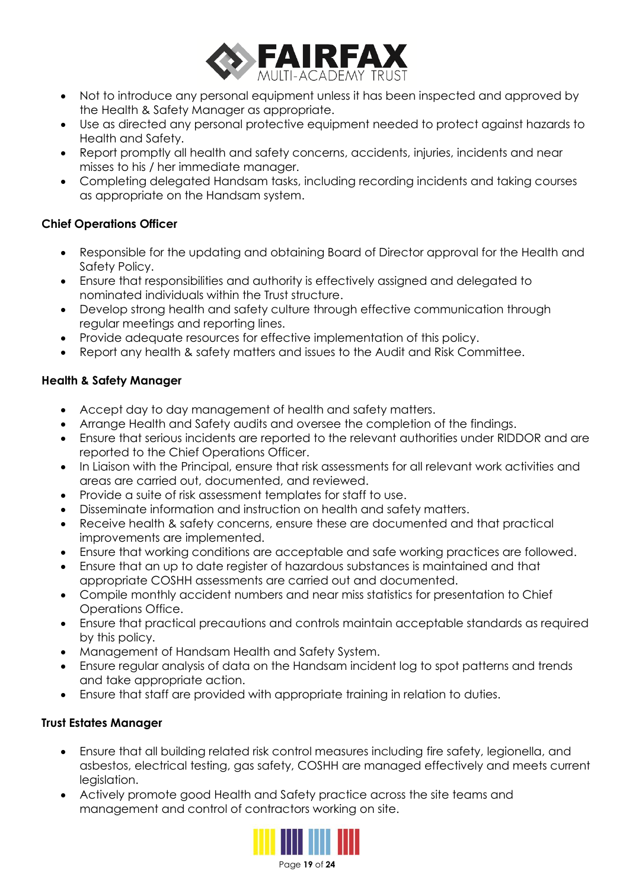- Not to introduce any personal equipment unless it has been inspected and approved by the Health & Safety Manager as appropriate.
- Use as directed any personal protective equipment needed to protect against hazards to Health and Safety.
- Report promptly all health and safety concerns, accidents, injuries, incidents and near misses to his / her immediate manager.
- Completing delegated Handsam tasks, including recording incidents and taking courses as appropriate on the Handsam system.

**Chief Operations Officer**

- Responsible for the updating and obtaining Board of Director approval for the Health and Safety Policy.
- Ensure that responsibilities and authority is effectively assigned and delegated to nominated individuals within the Trust structure.
- Develop strong health and safety culture through effective communication through regular meetings and reporting lines.
- Provide adequate resources for effective implementation of this policy.
- Report any health & safety matters and issues to the Audit and Risk Committee.

**Health & Safety Manager**

- Accept day to day management of health and safety matters.
- Arrange Health and Safety audits and oversee the completion of the findings.
- Ensure that serious incidents are reported to the relevant authorities under RIDDOR and are reported to the Chief Operations Officer.
- In Liaison with the Principal, ensure that risk assessments for all relevant work activities and areas are carried out, documented, and reviewed.
- Provide a suite of risk assessment templates for staff to use.
- Disseminate information and instruction on health and safety matters.
- Receive health & safety concerns, ensure these are documented and that practical improvements are implemented.
- Ensure that working conditions are acceptable and safe working practices are followed.
- Ensure that an up to date register of hazardous substances is maintained and that appropriate COSHH assessments are carried out and documented.
- Compile monthly accident numbers and near miss statistics for presentation to Chief Operations Office.
- Ensure that practical precautions and controls maintain acceptable standards as required by this policy.
- Management of Handsam Health and Safety System.
- Ensure regular analysis of data on the Handsam incident log to spot patterns and trends and take appropriate action.
- Ensure that staff are provided with appropriate training in relation to duties.

**Trust Estates Manager**

- Ensure that all building related risk control measures including fire safety, legionella, and asbestos, electrical testing, gas safety, COSHH are managed effectively and meets current legislation.
- Actively promote good Health and Safety practice across the site teams and management and control of contractors working on site.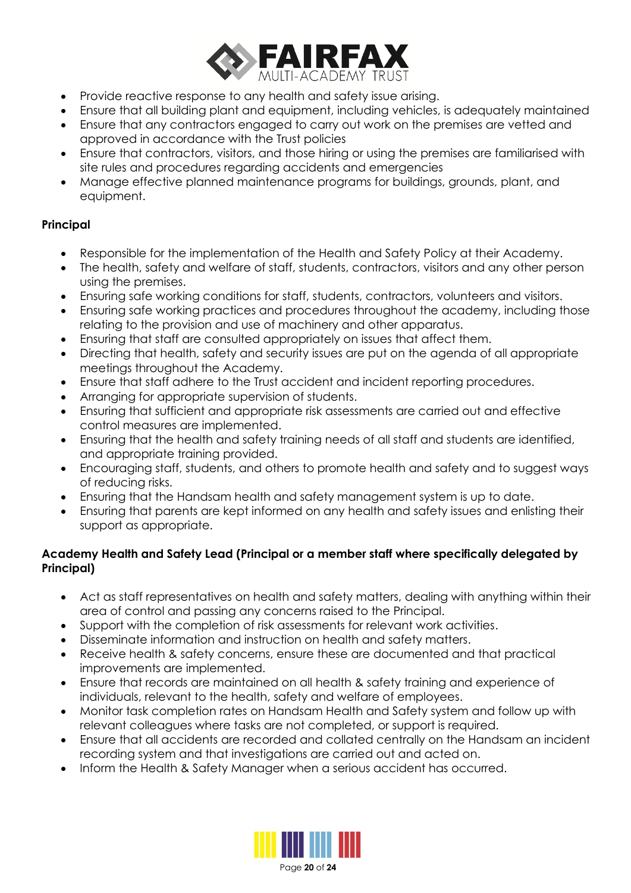- Provide reactive response to any health and safety issue arising.
- Ensure that all building plant and equipment, including vehicles, is adequately maintained
- Ensure that any contractors engaged to carry out work on the premises are vetted and approved in accordance with the Trust policies
- Ensure that contractors, visitors, and those hiring or using the premises are familiarised with site rules and procedures regarding accidents and emergencies
- Manage effective planned maintenance programs for buildings, grounds, plant, and equipment.

**Principal**

- Responsible for the implementation of the Health and Safety Policy at their Academy.
- The health, safety and welfare of staff, students, contractors, visitors and any other person using the premises.
- Ensuring safe working conditions for staff, students, contractors, volunteers and visitors.
- Ensuring safe working practices and procedures throughout the academy, including those relating to the provision and use of machinery and other apparatus.
- Ensuring that staff are consulted appropriately on issues that affect them.
- Directing that health, safety and security issues are put on the agenda of all appropriate meetings throughout the Academy.
- Ensure that staff adhere to the Trust accident and incident reporting procedures.
- Arranging for appropriate supervision of students.
- Ensuring that sufficient and appropriate risk assessments are carried out and effective control measures are implemented.
- Ensuring that the health and safety training needs of all staff and students are identified, and appropriate training provided.
- Encouraging staff, students, and others to promote health and safety and to suggest ways of reducing risks.
- Ensuring that the Handsam health and safety management system is up to date.
- Ensuring that parents are kept informed on any health and safety issues and enlisting their support as appropriate.

**Academy Health and Safety Lead (Principal or a member staff where specifically delegated by Principal)**

- Act as staff representatives on health and safety matters, dealing with anything within their area of control and passing any concerns raised to the Principal.
- Support with the completion of risk assessments for relevant work activities.
- Disseminate information and instruction on health and safety matters.
- Receive health & safety concerns, ensure these are documented and that practical improvements are implemented.
- Ensure that records are maintained on all health & safety training and experience of individuals, relevant to the health, safety and welfare of employees.
- Monitor task completion rates on Handsam Health and Safety system and follow up with relevant colleagues where tasks are not completed, or support is required.
- Ensure that all accidents are recorded and collated centrally on the Handsam an incident recording system and that investigations are carried out and acted on.
- Inform the Health & Safety Manager when a serious accident has occurred.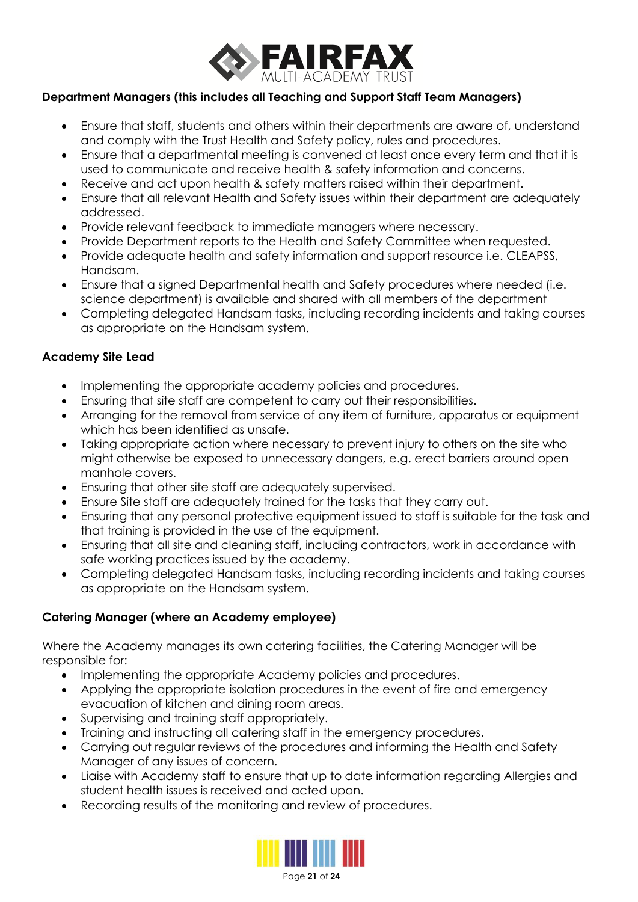**Department Managers (this includes all Teaching and Support Staff Team Managers)**

- Ensure that staff, students and others within their departments are aware of, understand and comply with the Trust Health and Safety policy, rules and procedures.
- Ensure that a departmental meeting is convened at least once every term and that it is used to communicate and receive health & safety information and concerns.
- Receive and act upon health & safety matters raised within their department.
- Ensure that all relevant Health and Safety issues within their department are adequately addressed.
- Provide relevant feedback to immediate managers where necessary.
- Provide Department reports to the Health and Safety Committee when requested.
- Provide adequate health and safety information and support resource i.e. CLEAPSS, Handsam.
- Ensure that a signed Departmental health and Safety procedures where needed (i.e. science department) is available and shared with all members of the department
- Completing delegated Handsam tasks, including recording incidents and taking courses as appropriate on the Handsam system.

**Academy Site Lead**

- Implementing the appropriate academy policies and procedures.
- Ensuring that site staff are competent to carry out their responsibilities.
- Arranging for the removal from service of any item of furniture, apparatus or equipment which has been identified as unsafe.
- Taking appropriate action where necessary to prevent injury to others on the site who might otherwise be exposed to unnecessary dangers, e.g. erect barriers around open manhole covers.
- Ensuring that other site staff are adequately supervised.
- Ensure Site staff are adequately trained for the tasks that they carry out.
- Ensuring that any personal protective equipment issued to staff is suitable for the task and that training is provided in the use of the equipment.
- Ensuring that all site and cleaning staff, including contractors, work in accordance with safe working practices issued by the academy.
- Completing delegated Handsam tasks, including recording incidents and taking courses as appropriate on the Handsam system.

**Catering Manager (where an Academy employee)**

Where the Academy manages its own catering facilities, the Catering Manager will be responsible for:

- Implementing the appropriate Academy policies and procedures.
- Applying the appropriate isolation procedures in the event of fire and emergency evacuation of kitchen and dining room areas.
- Supervising and training staff appropriately.
- Training and instructing all catering staff in the emergency procedures.
- Carrying out regular reviews of the procedures and informing the Health and Safety Manager of any issues of concern.
- Liaise with Academy staff to ensure that up to date information regarding Allergies and student health issues is received and acted upon.
- Recording results of the monitoring and review of procedures.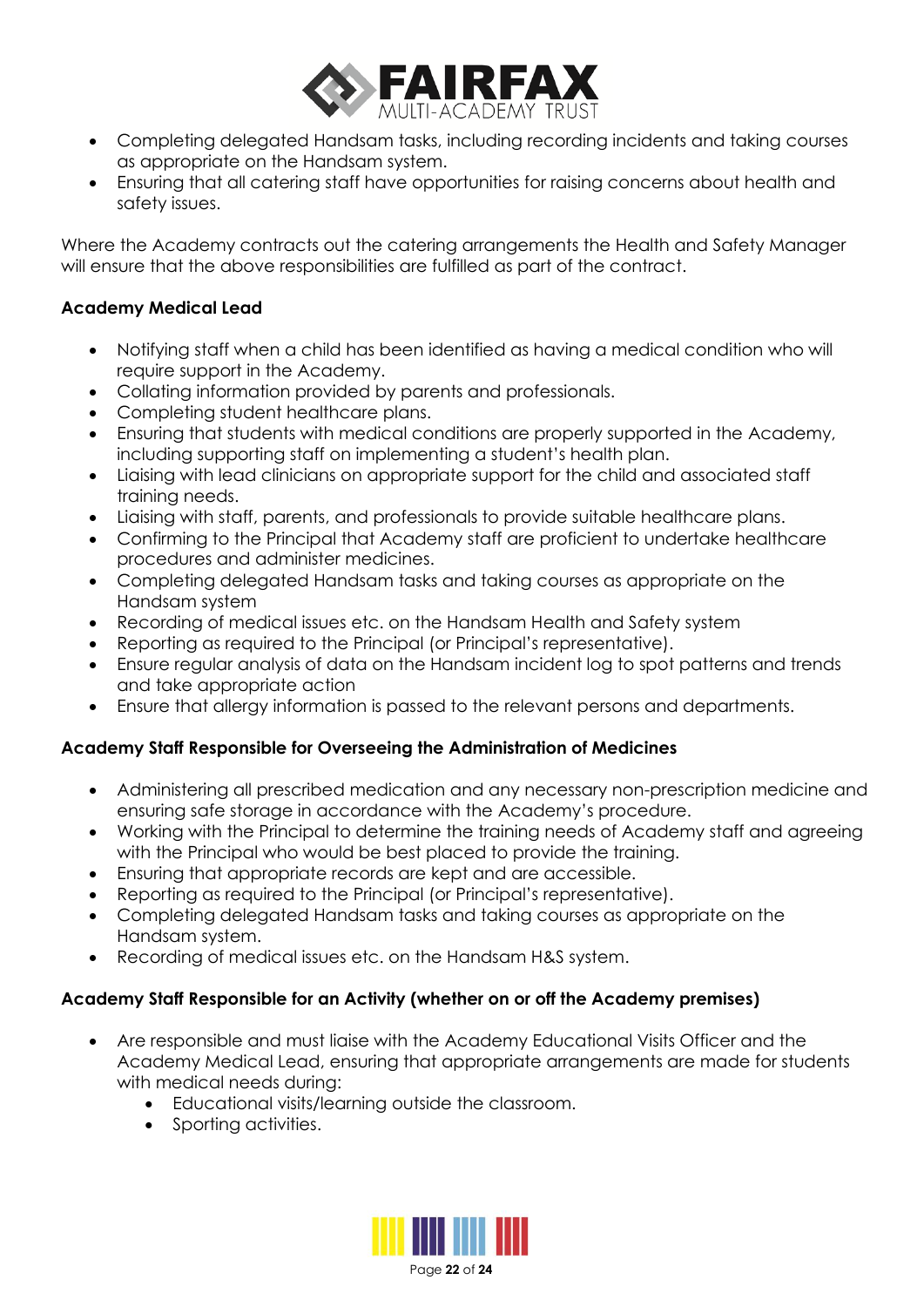- Completing delegated Handsam tasks, including recording incidents and taking courses as appropriate on the Handsam system.
- Ensuring that all catering staff have opportunities for raising concerns about health and safety issues.

Where the Academy contracts out the catering arrangements the Health and Safety Manager will ensure that the above responsibilities are fulfilled as part of the contract.

**Academy Medical Lead**

- Notifying staff when a child has been identified as having a medical condition who will require support in the Academy.
- Collating information provided by parents and professionals.
- Completing student healthcare plans.
- Ensuring that students with medical conditions are properly supported in the Academy, including supporting staff on implementing a student's health plan.
- Liaising with lead clinicians on appropriate support for the child and associated staff training needs.
- Liaising with staff, parents, and professionals to provide suitable healthcare plans.
- Confirming to the Principal that Academy staff are proficient to undertake healthcare procedures and administer medicines.
- Completing delegated Handsam tasks and taking courses as appropriate on the Handsam system
- Recording of medical issues etc. on the Handsam Health and Safety system
- Reporting as required to the Principal (or Principal's representative).
- Ensure regular analysis of data on the Handsam incident log to spot patterns and trends and take appropriate action
- Ensure that allergy information is passed to the relevant persons and departments.

**Academy Staff Responsible for Overseeing the Administration of Medicines**

- Administering all prescribed medication and any necessary non-prescription medicine and ensuring safe storage in accordance with the Academy's procedure.
- Working with the Principal to determine the training needs of Academy staff and agreeing with the Principal who would be best placed to provide the training.
- Ensuring that appropriate records are kept and are accessible.
- Reporting as required to the Principal (or Principal's representative).
- Completing delegated Handsam tasks and taking courses as appropriate on the Handsam system.
- Recording of medical issues etc. on the Handsam H&S system.

**Academy Staff Responsible for an Activity (whether on or off the Academy premises)**

- Are responsible and must liaise with the Academy Educational Visits Officer and the Academy Medical Lead, ensuring that appropriate arrangements are made for students with medical needs during:
  - Educational visits/learning outside the classroom.
  - Sporting activities.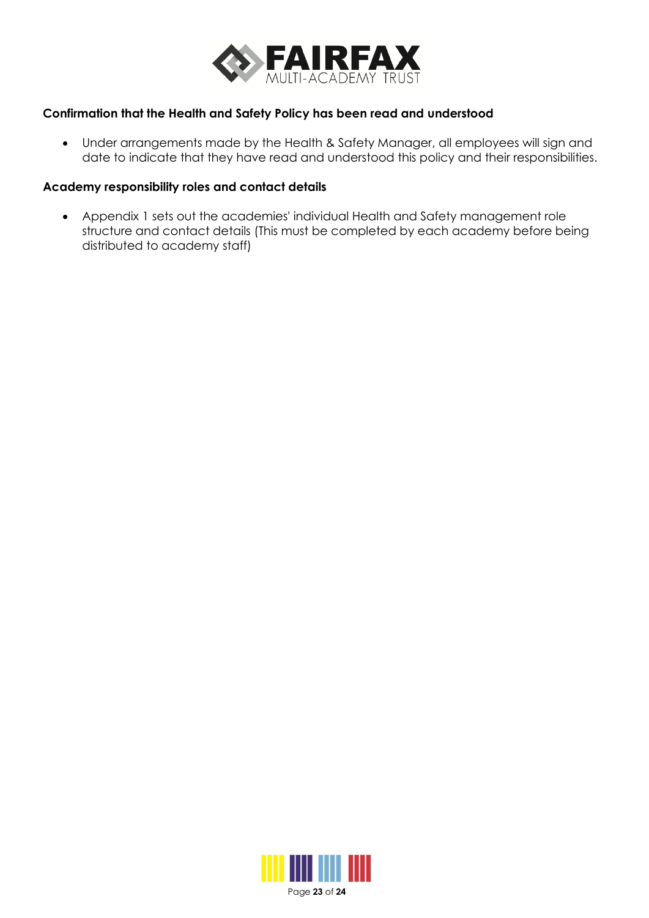**Confirmation that the Health and Safety Policy has been read and understood**

- Under arrangements made by the Health & Safety Manager, all employees will sign and date to indicate that they have read and understood this policy and their responsibilities.

**Academy responsibility roles and contact details**

- Appendix 1 sets out the academies' individual Health and Safety management role structure and contact details (This must be completed by each academy before being distributed to academy staff)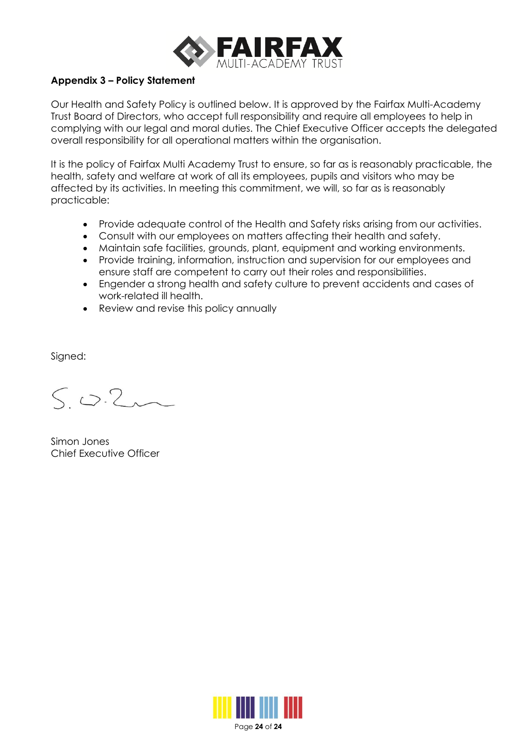### Appendix 3 – Policy Statement

Our Health and Safety Policy is outlined below. It is approved by the Fairfax Multi-Academy Trust Board of Directors, who accept full responsibility and require all employees to help in complying with our legal and moral duties. The Chief Executive Officer accepts the delegated overall responsibility for all operational matters within the organisation.

It is the policy of Fairfax Multi Academy Trust to ensure, so far as is reasonably practicable, the health, safety and welfare at work of all its employees, pupils and visitors who may be affected by its activities. In meeting this commitment, we will, so far as is reasonably practicable:

- Provide adequate control of the Health and Safety risks arising from our activities.
- Consult with our employees on matters affecting their health and safety.
- Maintain safe facilities, grounds, plant, equipment and working environments.
- Provide training, information, instruction and supervision for our employees and ensure staff are competent to carry out their roles and responsibilities.
- Engender a strong health and safety culture to prevent accidents and cases of work-related ill health.
- Review and revise this policy annually

Signed:

Simon Jones
Chief Executive Officer